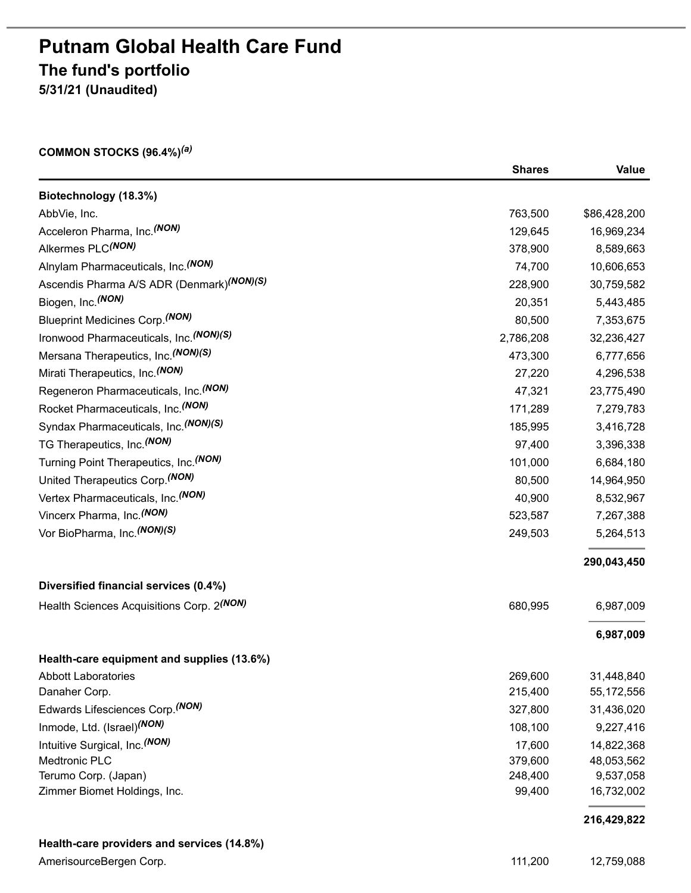# Putnam Global Health Care Fund

## The fund's portfolio

### 5/31/21 (Unaudited)

| COMMON STOCKS (96.4%)[(a)] | Shares | Value |
|---|---|---|
| **Biotechnology (18.3%)** | | |
| AbbVie, Inc. | 763,500 | $86,428,200 |
| Acceleron Pharma, Inc.*(NON)* | 129,645 | 16,969,234 |
| Alkermes PLC*(NON)* | 378,900 | 8,589,663 |
| Alnylam Pharmaceuticals, Inc.*(NON)* | 74,700 | 10,606,653 |
| Ascendis Pharma A/S ADR (Denmark)*(NON)(S)* | 228,900 | 30,759,582 |
| Biogen, Inc.*(NON)* | 20,351 | 5,443,485 |
| Blueprint Medicines Corp.*(NON)* | 80,500 | 7,353,675 |
| Ironwood Pharmaceuticals, Inc.*(NON)(S)* | 2,786,208 | 32,236,427 |
| Mersana Therapeutics, Inc.*(NON)(S)* | 473,300 | 6,777,656 |
| Mirati Therapeutics, Inc.*(NON)* | 27,220 | 4,296,538 |
| Regeneron Pharmaceuticals, Inc.*(NON)* | 47,321 | 23,775,490 |
| Rocket Pharmaceuticals, Inc.*(NON)* | 171,289 | 7,279,783 |
| Syndax Pharmaceuticals, Inc.*(NON)(S)* | 185,995 | 3,416,728 |
| TG Therapeutics, Inc.*(NON)* | 97,400 | 3,396,338 |
| Turning Point Therapeutics, Inc.*(NON)* | 101,000 | 6,684,180 |
| United Therapeutics Corp.*(NON)* | 80,500 | 14,964,950 |
| Vertex Pharmaceuticals, Inc.*(NON)* | 40,900 | 8,532,967 |
| Vincerx Pharma, Inc.*(NON)* | 523,587 | 7,267,388 |
| Vor BioPharma, Inc.*(NON)(S)* | 249,503 | 5,264,513 |
| | | **290,043,450** |
| **Diversified financial services (0.4%)** | | |
| Health Sciences Acquisitions Corp. 2*(NON)* | 680,995 | 6,987,009 |
| | | **6,987,009** |
| **Health-care equipment and supplies (13.6%)** | | |
| Abbott Laboratories | 269,600 | 31,448,840 |
| Danaher Corp. | 215,400 | 55,172,556 |
| Edwards Lifesciences Corp.*(NON)* | 327,800 | 31,436,020 |
| Inmode, Ltd. (Israel)*(NON)* | 108,100 | 9,227,416 |
| Intuitive Surgical, Inc.*(NON)* | 17,600 | 14,822,368 |
| Medtronic PLC | 379,600 | 48,053,562 |
| Terumo Corp. (Japan) | 248,400 | 9,537,058 |
| Zimmer Biomet Holdings, Inc. | 99,400 | 16,732,002 |
| | | **216,429,822** |
| **Health-care providers and services (14.8%)** | | |
| AmerisourceBergen Corp. | 111,200 | 12,759,088 |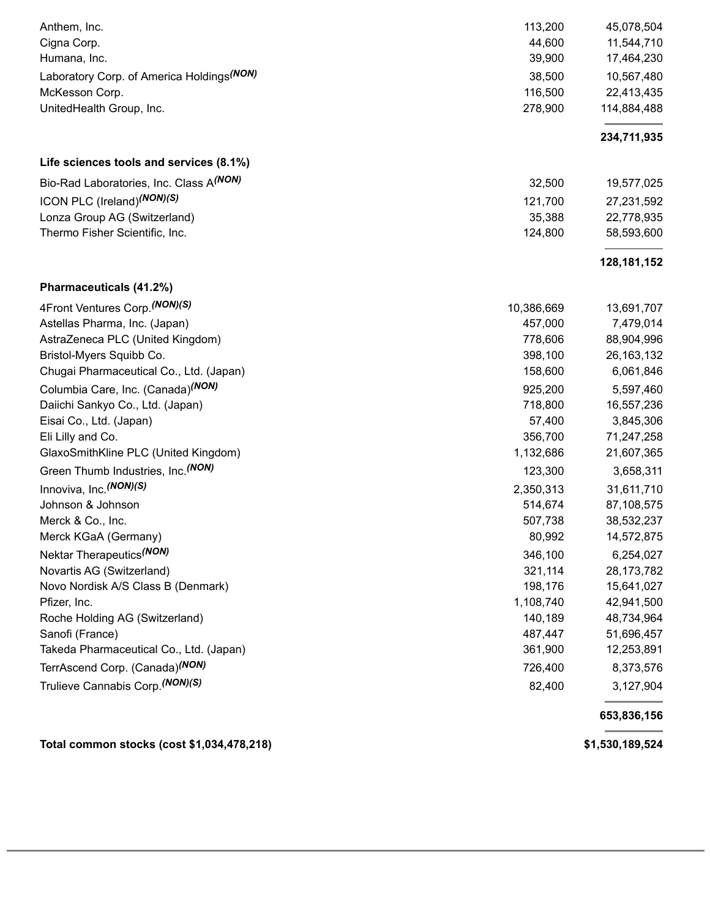| | | |
|---|---|---|
| Anthem, Inc. | 113,200 | 45,078,504 |
| Cigna Corp. | 44,600 | 11,544,710 |
| Humana, Inc. | 39,900 | 17,464,230 |
| Laboratory Corp. of America Holdings *(NON)* | 38,500 | 10,567,480 |
| McKesson Corp. | 116,500 | 22,413,435 |
| UnitedHealth Group, Inc. | 278,900 | 114,884,488 |
| | | **234,711,935** |
| **Life sciences tools and services (8.1%)** | | |
| Bio-Rad Laboratories, Inc. Class A *(NON)* | 32,500 | 19,577,025 |
| ICON PLC (Ireland) *(NON)(S)* | 121,700 | 27,231,592 |
| Lonza Group AG (Switzerland) | 35,388 | 22,778,935 |
| Thermo Fisher Scientific, Inc. | 124,800 | 58,593,600 |
| | | **128,181,152** |
| **Pharmaceuticals (41.2%)** | | |
| 4Front Ventures Corp. *(NON)(S)* | 10,386,669 | 13,691,707 |
| Astellas Pharma, Inc. (Japan) | 457,000 | 7,479,014 |
| AstraZeneca PLC (United Kingdom) | 778,606 | 88,904,996 |
| Bristol-Myers Squibb Co. | 398,100 | 26,163,132 |
| Chugai Pharmaceutical Co., Ltd. (Japan) | 158,600 | 6,061,846 |
| Columbia Care, Inc. (Canada) *(NON)* | 925,200 | 5,597,460 |
| Daiichi Sankyo Co., Ltd. (Japan) | 718,800 | 16,557,236 |
| Eisai Co., Ltd. (Japan) | 57,400 | 3,845,306 |
| Eli Lilly and Co. | 356,700 | 71,247,258 |
| GlaxoSmithKline PLC (United Kingdom) | 1,132,686 | 21,607,365 |
| Green Thumb Industries, Inc. *(NON)* | 123,300 | 3,658,311 |
| Innoviva, Inc. *(NON)(S)* | 2,350,313 | 31,611,710 |
| Johnson & Johnson | 514,674 | 87,108,575 |
| Merck & Co., Inc. | 507,738 | 38,532,237 |
| Merck KGaA (Germany) | 80,992 | 14,572,875 |
| Nektar Therapeutics *(NON)* | 346,100 | 6,254,027 |
| Novartis AG (Switzerland) | 321,114 | 28,173,782 |
| Novo Nordisk A/S Class B (Denmark) | 198,176 | 15,641,027 |
| Pfizer, Inc. | 1,108,740 | 42,941,500 |
| Roche Holding AG (Switzerland) | 140,189 | 48,734,964 |
| Sanofi (France) | 487,447 | 51,696,457 |
| Takeda Pharmaceutical Co., Ltd. (Japan) | 361,900 | 12,253,891 |
| TerrAscend Corp. (Canada) *(NON)* | 726,400 | 8,373,576 |
| Trulieve Cannabis Corp. *(NON)(S)* | 82,400 | 3,127,904 |
| | | **653,836,156** |
| **Total common stocks (cost $1,034,478,218)** | | **$1,530,189,524** |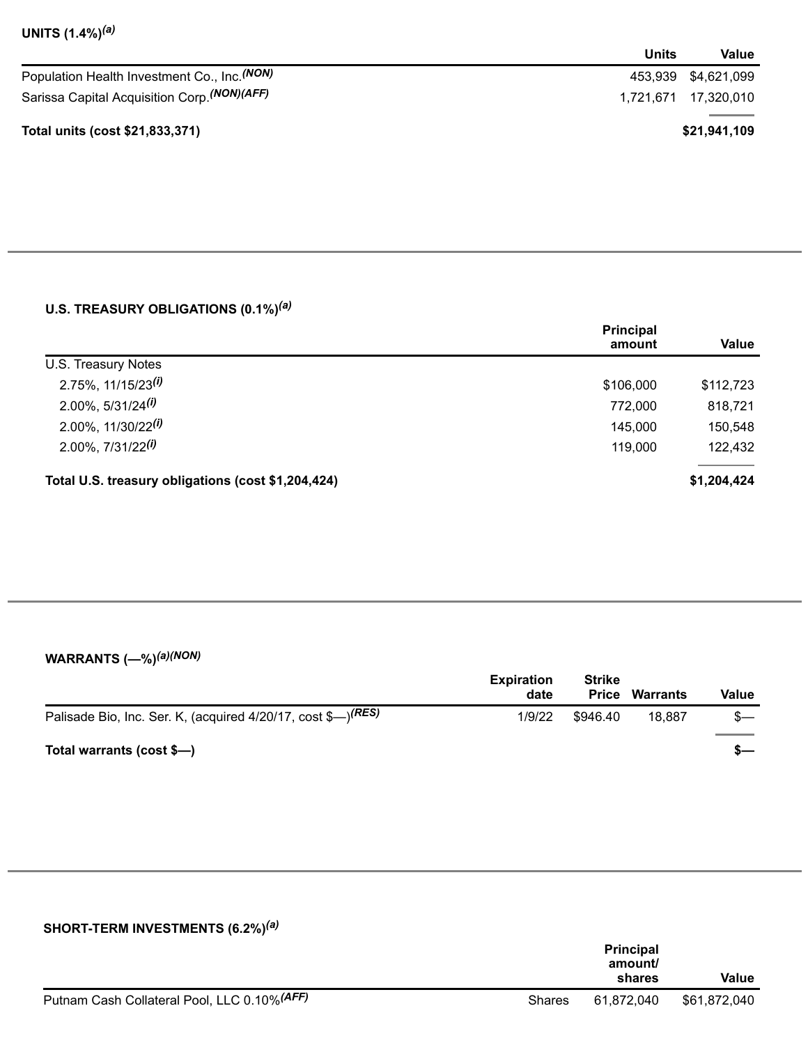**UNITS (1.4%)[(a)]**

| | Units | Value |
|---|---|---|
| Population Health Investment Co., Inc.[(NON)] | 453,939 | $4,621,099 |
| Sarissa Capital Acquisition Corp.[(NON)(AFF)] | 1,721,671 | 17,320,010 |
| **Total units (cost $21,833,371)** | | **$21,941,109** |

**U.S. TREASURY OBLIGATIONS (0.1%)[(a)]**

| | Principal amount | Value |
|---|---|---|
| U.S. Treasury Notes | | |
| 2.75%, 11/15/23[(i)] | $106,000 | $112,723 |
| 2.00%, 5/31/24[(i)] | 772,000 | 818,721 |
| 2.00%, 11/30/22[(i)] | 145,000 | 150,548 |
| 2.00%, 7/31/22[(i)] | 119,000 | 122,432 |
| **Total U.S. treasury obligations (cost $1,204,424)** | | **$1,204,424** |

**WARRANTS (—%)[(a)(NON)]**

| | Expiration date | Strike Price | Warrants | Value |
|---|---|---|---|---|
| Palisade Bio, Inc. Ser. K, (acquired 4/20/17, cost $—)[(RES)] | 1/9/22 | $946.40 | 18,887 | $— |
| **Total warrants (cost $—)** | | | | **$—** |

**SHORT-TERM INVESTMENTS (6.2%)[(a)]**

| | | Principal amount/ shares | Value |
|---|---|---|---|
| Putnam Cash Collateral Pool, LLC 0.10%[(AFF)] | Shares | 61,872,040 | $61,872,040 |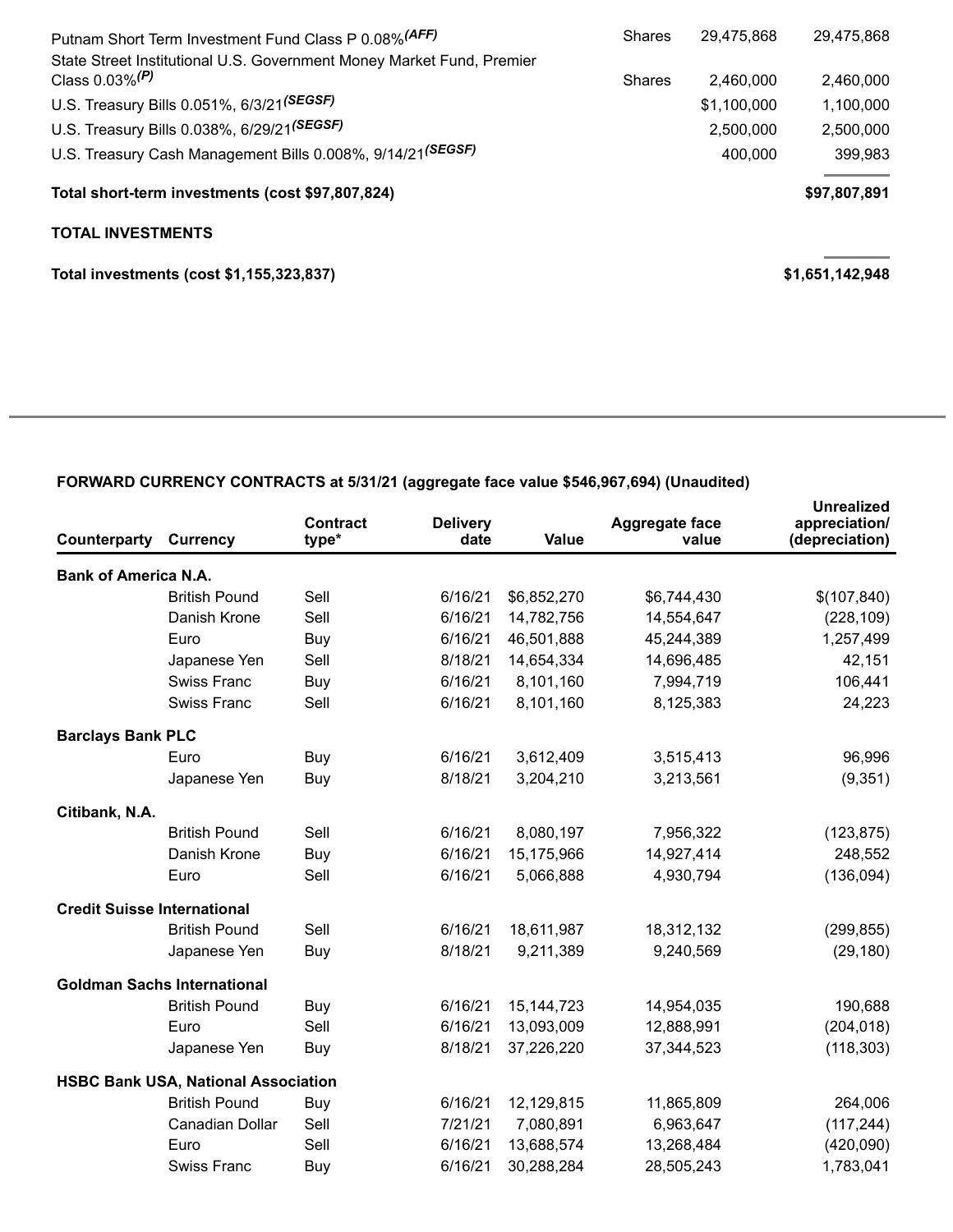| | | | |
|---|---|---|---|
| Putnam Short Term Investment Fund Class P 0.08% (AFF) | Shares | 29,475,868 | 29,475,868 |
| State Street Institutional U.S. Government Money Market Fund, Premier Class 0.03% (P) | Shares | 2,460,000 | 2,460,000 |
| U.S. Treasury Bills 0.051%, 6/3/21 (SEGSF) | | $1,100,000 | 1,100,000 |
| U.S. Treasury Bills 0.038%, 6/29/21 (SEGSF) | | 2,500,000 | 2,500,000 |
| U.S. Treasury Cash Management Bills 0.008%, 9/14/21 (SEGSF) | | 400,000 | 399,983 |
| **Total short-term investments (cost $97,807,824)** | | | **$97,807,891** |
| **TOTAL INVESTMENTS** | | | |
| **Total investments (cost $1,155,323,837)** | | | **$1,651,142,948** |

**FORWARD CURRENCY CONTRACTS at 5/31/21 (aggregate face value $546,967,694) (Unaudited)**

| Counterparty | Currency | Contract type* | Delivery date | Value | Aggregate face value | Unrealized appreciation/ (depreciation) |
|---|---|---|---|---|---|---|
| **Bank of America N.A.** | | | | | | |
| | British Pound | Sell | 6/16/21 | $6,852,270 | $6,744,430 | $(107,840) |
| | Danish Krone | Sell | 6/16/21 | 14,782,756 | 14,554,647 | (228,109) |
| | Euro | Buy | 6/16/21 | 46,501,888 | 45,244,389 | 1,257,499 |
| | Japanese Yen | Sell | 8/18/21 | 14,654,334 | 14,696,485 | 42,151 |
| | Swiss Franc | Buy | 6/16/21 | 8,101,160 | 7,994,719 | 106,441 |
| | Swiss Franc | Sell | 6/16/21 | 8,101,160 | 8,125,383 | 24,223 |
| **Barclays Bank PLC** | | | | | | |
| | Euro | Buy | 6/16/21 | 3,612,409 | 3,515,413 | 96,996 |
| | Japanese Yen | Buy | 8/18/21 | 3,204,210 | 3,213,561 | (9,351) |
| **Citibank, N.A.** | | | | | | |
| | British Pound | Sell | 6/16/21 | 8,080,197 | 7,956,322 | (123,875) |
| | Danish Krone | Buy | 6/16/21 | 15,175,966 | 14,927,414 | 248,552 |
| | Euro | Sell | 6/16/21 | 5,066,888 | 4,930,794 | (136,094) |
| **Credit Suisse International** | | | | | | |
| | British Pound | Sell | 6/16/21 | 18,611,987 | 18,312,132 | (299,855) |
| | Japanese Yen | Buy | 8/18/21 | 9,211,389 | 9,240,569 | (29,180) |
| **Goldman Sachs International** | | | | | | |
| | British Pound | Buy | 6/16/21 | 15,144,723 | 14,954,035 | 190,688 |
| | Euro | Sell | 6/16/21 | 13,093,009 | 12,888,991 | (204,018) |
| | Japanese Yen | Buy | 8/18/21 | 37,226,220 | 37,344,523 | (118,303) |
| **HSBC Bank USA, National Association** | | | | | | |
| | British Pound | Buy | 6/16/21 | 12,129,815 | 11,865,809 | 264,006 |
| | Canadian Dollar | Sell | 7/21/21 | 7,080,891 | 6,963,647 | (117,244) |
| | Euro | Sell | 6/16/21 | 13,688,574 | 13,268,484 | (420,090) |
| | Swiss Franc | Buy | 6/16/21 | 30,288,284 | 28,505,243 | 1,783,041 |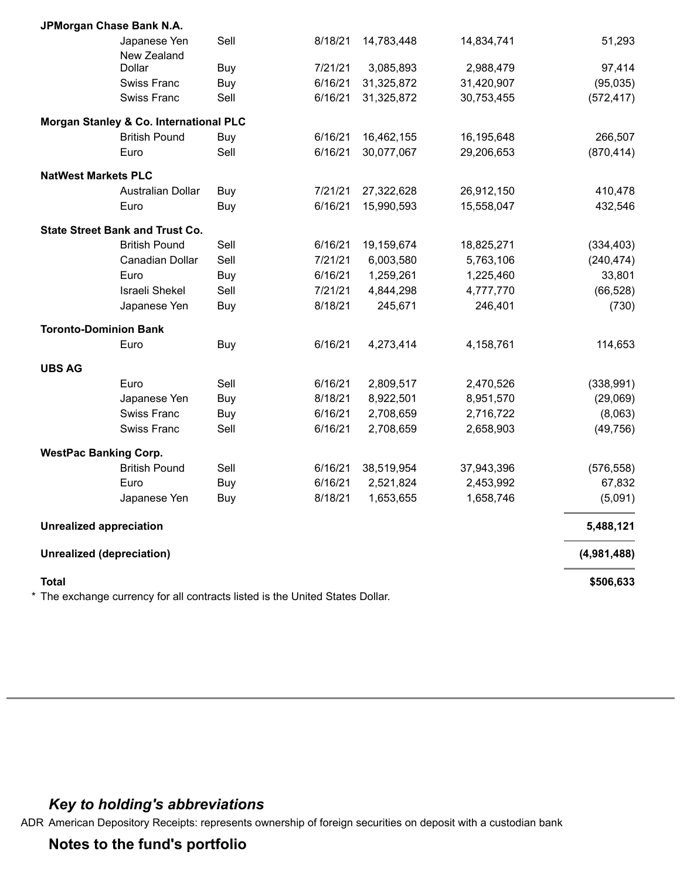| Counterparty | Currency | Buy/Sell* | Settlement date | Contract value | Aggregate face value | Unrealized appreciation (depreciation) |
|---|---|---|---|---|---|---|
| **JPMorgan Chase Bank N.A.** | | | | | | |
| | Japanese Yen | Sell | 8/18/21 | 14,783,448 | 14,834,741 | 51,293 |
| | New Zealand Dollar | Buy | 7/21/21 | 3,085,893 | 2,988,479 | 97,414 |
| | Swiss Franc | Buy | 6/16/21 | 31,325,872 | 31,420,907 | (95,035) |
| | Swiss Franc | Sell | 6/16/21 | 31,325,872 | 30,753,455 | (572,417) |
| **Morgan Stanley & Co. International PLC** | | | | | | |
| | British Pound | Buy | 6/16/21 | 16,462,155 | 16,195,648 | 266,507 |
| | Euro | Sell | 6/16/21 | 30,077,067 | 29,206,653 | (870,414) |
| **NatWest Markets PLC** | | | | | | |
| | Australian Dollar | Buy | 7/21/21 | 27,322,628 | 26,912,150 | 410,478 |
| | Euro | Buy | 6/16/21 | 15,990,593 | 15,558,047 | 432,546 |
| **State Street Bank and Trust Co.** | | | | | | |
| | British Pound | Sell | 6/16/21 | 19,159,674 | 18,825,271 | (334,403) |
| | Canadian Dollar | Sell | 7/21/21 | 6,003,580 | 5,763,106 | (240,474) |
| | Euro | Buy | 6/16/21 | 1,259,261 | 1,225,460 | 33,801 |
| | Israeli Shekel | Sell | 7/21/21 | 4,844,298 | 4,777,770 | (66,528) |
| | Japanese Yen | Buy | 8/18/21 | 245,671 | 246,401 | (730) |
| **Toronto-Dominion Bank** | | | | | | |
| | Euro | Buy | 6/16/21 | 4,273,414 | 4,158,761 | 114,653 |
| **UBS AG** | | | | | | |
| | Euro | Sell | 6/16/21 | 2,809,517 | 2,470,526 | (338,991) |
| | Japanese Yen | Buy | 8/18/21 | 8,922,501 | 8,951,570 | (29,069) |
| | Swiss Franc | Buy | 6/16/21 | 2,708,659 | 2,716,722 | (8,063) |
| | Swiss Franc | Sell | 6/16/21 | 2,708,659 | 2,658,903 | (49,756) |
| **WestPac Banking Corp.** | | | | | | |
| | British Pound | Sell | 6/16/21 | 38,519,954 | 37,943,396 | (576,558) |
| | Euro | Buy | 6/16/21 | 2,521,824 | 2,453,992 | 67,832 |
| | Japanese Yen | Buy | 8/18/21 | 1,653,655 | 1,658,746 | (5,091) |
| **Unrealized appreciation** | | | | | | **5,488,121** |
| **Unrealized (depreciation)** | | | | | | **(4,981,488)** |
| **Total** | | | | | | **$506,633** |

* The exchange currency for all contracts listed is the United States Dollar.

### *Key to holding's abbreviations*

ADR American Depository Receipts: represents ownership of foreign securities on deposit with a custodian bank

### Notes to the fund's portfolio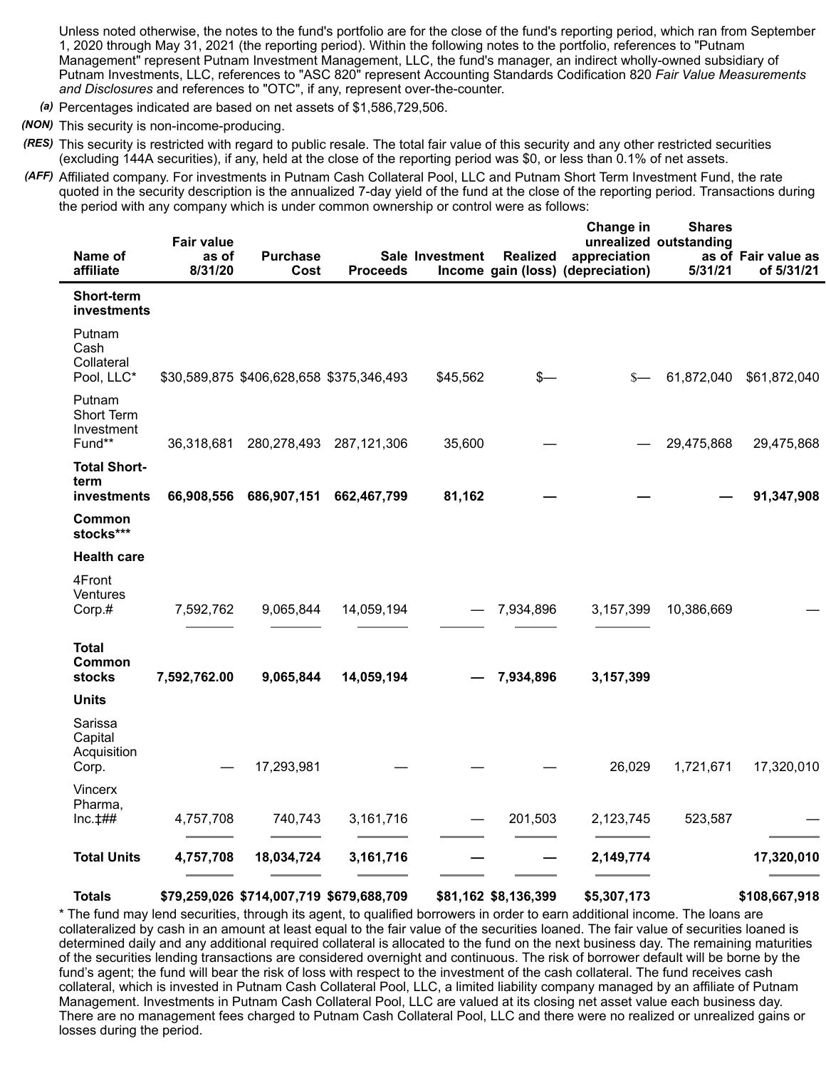Unless noted otherwise, the notes to the fund's portfolio are for the close of the fund's reporting period, which ran from September 1, 2020 through May 31, 2021 (the reporting period). Within the following notes to the portfolio, references to "Putnam Management" represent Putnam Investment Management, LLC, the fund's manager, an indirect wholly-owned subsidiary of Putnam Investments, LLC, references to "ASC 820" represent Accounting Standards Codification 820 *Fair Value Measurements and Disclosures* and references to "OTC", if any, represent over-the-counter.

*(a)* Percentages indicated are based on net assets of $1,586,729,506.

*(NON)* This security is non-income-producing.

*(RES)* This security is restricted with regard to public resale. The total fair value of this security and any other restricted securities (excluding 144A securities), if any, held at the close of the reporting period was $0, or less than 0.1% of net assets.

*(AFF)* Affiliated company. For investments in Putnam Cash Collateral Pool, LLC and Putnam Short Term Investment Fund, the rate quoted in the security description is the annualized 7-day yield of the fund at the close of the reporting period. Transactions during the period with any company which is under common ownership or control were as follows:

| Name of affiliate | Fair value as of 8/31/20 | Purchase Cost | Sale Proceeds | Investment Income | Realized gain (loss) | Change in unrealized appreciation (depreciation) | Shares outstanding as of 5/31/21 | Fair value as of 5/31/21 |
|---|---|---|---|---|---|---|---|---|
| **Short-term investments** | | | | | | | | |
| Putnam Cash Collateral Pool, LLC* | $30,589,875 | $406,628,658 | $375,346,493 | $45,562 | $— | $— | 61,872,040 | $61,872,040 |
| Putnam Short Term Investment Fund** | 36,318,681 | 280,278,493 | 287,121,306 | 35,600 | — | — | 29,475,868 | 29,475,868 |
| **Total Short-term investments** | **66,908,556** | **686,907,151** | **662,467,799** | **81,162** | **—** | **—** | **—** | **91,347,908** |
| **Common stocks*** ** | | | | | | | | |
| **Health care** | | | | | | | | |
| 4Front Ventures Corp.# | 7,592,762 | 9,065,844 | 14,059,194 | — | 7,934,896 | 3,157,399 | 10,386,669 | — |
| **Total Common stocks** | **7,592,762.00** | **9,065,844** | **14,059,194** | **—** | **7,934,896** | **3,157,399** | | |
| **Units** | | | | | | | | |
| Sarissa Capital Acquisition Corp. | — | 17,293,981 | — | — | — | 26,029 | 1,721,671 | 17,320,010 |
| Vincerx Pharma, Inc.‡## | 4,757,708 | 740,743 | 3,161,716 | — | 201,503 | 2,123,745 | 523,587 | — |
| **Total Units** | **4,757,708** | **18,034,724** | **3,161,716** | **—** | **—** | **2,149,774** | | **17,320,010** |
| **Totals** | **$79,259,026** | **$714,007,719** | **$679,688,709** | **$81,162** | **$8,136,399** | **$5,307,173** | | **$108,667,918** |

\* The fund may lend securities, through its agent, to qualified borrowers in order to earn additional income. The loans are collateralized by cash in an amount at least equal to the fair value of the securities loaned. The fair value of securities loaned is determined daily and any additional required collateral is allocated to the fund on the next business day. The remaining maturities of the securities lending transactions are considered overnight and continuous. The risk of borrower default will be borne by the fund's agent; the fund will bear the risk of loss with respect to the investment of the cash collateral. The fund receives cash collateral, which is invested in Putnam Cash Collateral Pool, LLC, a limited liability company managed by an affiliate of Putnam Management. Investments in Putnam Cash Collateral Pool, LLC are valued at its closing net asset value each business day. There are no management fees charged to Putnam Cash Collateral Pool, LLC and there were no realized or unrealized gains or losses during the period.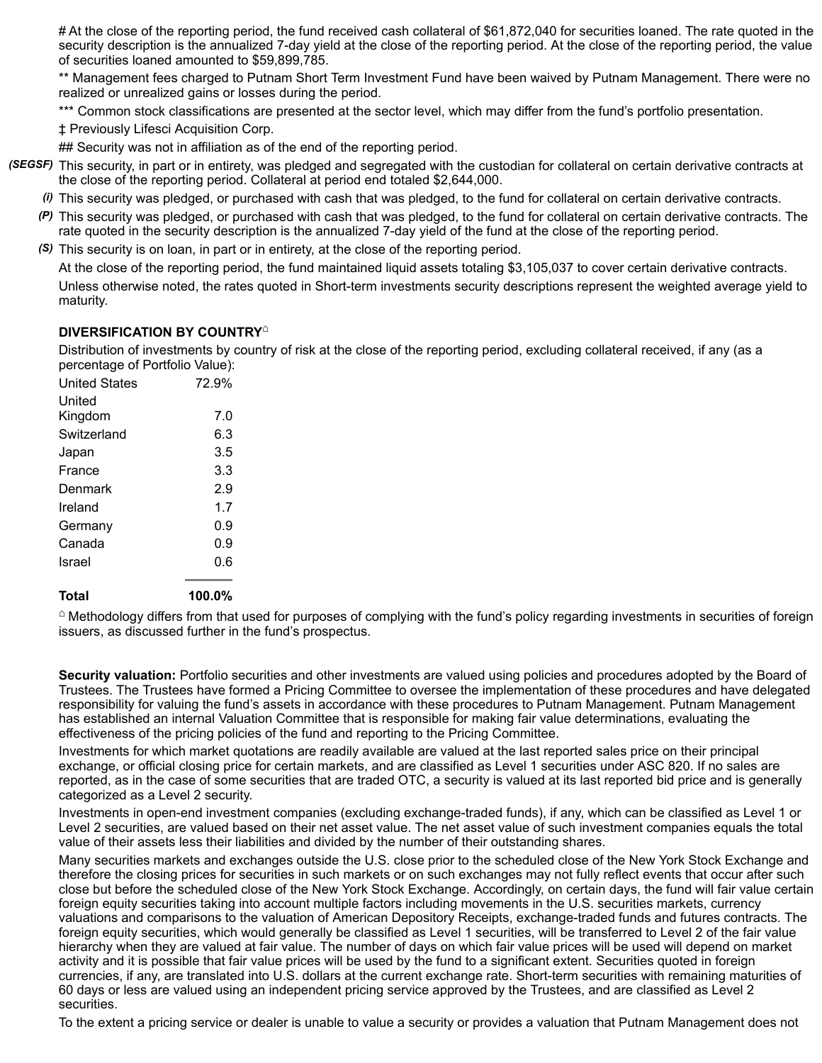# At the close of the reporting period, the fund received cash collateral of $61,872,040 for securities loaned. The rate quoted in the security description is the annualized 7-day yield at the close of the reporting period. At the close of the reporting period, the value of securities loaned amounted to $59,899,785.

** Management fees charged to Putnam Short Term Investment Fund have been waived by Putnam Management. There were no realized or unrealized gains or losses during the period.

*** Common stock classifications are presented at the sector level, which may differ from the fund's portfolio presentation.

‡ Previously Lifesci Acquisition Corp.

## Security was not in affiliation as of the end of the reporting period.

*(SEGSF)* This security, in part or in entirety, was pledged and segregated with the custodian for collateral on certain derivative contracts at the close of the reporting period. Collateral at period end totaled $2,644,000.

*(i)* This security was pledged, or purchased with cash that was pledged, to the fund for collateral on certain derivative contracts.

*(P)* This security was pledged, or purchased with cash that was pledged, to the fund for collateral on certain derivative contracts. The rate quoted in the security description is the annualized 7-day yield of the fund at the close of the reporting period.

*(S)* This security is on loan, in part or in entirety, at the close of the reporting period.

At the close of the reporting period, the fund maintained liquid assets totaling $3,105,037 to cover certain derivative contracts.

Unless otherwise noted, the rates quoted in Short-term investments security descriptions represent the weighted average yield to maturity.

**DIVERSIFICATION BY COUNTRY**⌂

Distribution of investments by country of risk at the close of the reporting period, excluding collateral received, if any (as a percentage of Portfolio Value):

| | |
|---|---|
| United States | 72.9% |
| United Kingdom | 7.0 |
| Switzerland | 6.3 |
| Japan | 3.5 |
| France | 3.3 |
| Denmark | 2.9 |
| Ireland | 1.7 |
| Germany | 0.9 |
| Canada | 0.9 |
| Israel | 0.6 |
| **Total** | **100.0%** |

⌂ Methodology differs from that used for purposes of complying with the fund's policy regarding investments in securities of foreign issuers, as discussed further in the fund's prospectus.

**Security valuation:** Portfolio securities and other investments are valued using policies and procedures adopted by the Board of Trustees. The Trustees have formed a Pricing Committee to oversee the implementation of these procedures and have delegated responsibility for valuing the fund's assets in accordance with these procedures to Putnam Management. Putnam Management has established an internal Valuation Committee that is responsible for making fair value determinations, evaluating the effectiveness of the pricing policies of the fund and reporting to the Pricing Committee.

Investments for which market quotations are readily available are valued at the last reported sales price on their principal exchange, or official closing price for certain markets, and are classified as Level 1 securities under ASC 820. If no sales are reported, as in the case of some securities that are traded OTC, a security is valued at its last reported bid price and is generally categorized as a Level 2 security.

Investments in open-end investment companies (excluding exchange-traded funds), if any, which can be classified as Level 1 or Level 2 securities, are valued based on their net asset value. The net asset value of such investment companies equals the total value of their assets less their liabilities and divided by the number of their outstanding shares.

Many securities markets and exchanges outside the U.S. close prior to the scheduled close of the New York Stock Exchange and therefore the closing prices for securities in such markets or on such exchanges may not fully reflect events that occur after such close but before the scheduled close of the New York Stock Exchange. Accordingly, on certain days, the fund will fair value certain foreign equity securities taking into account multiple factors including movements in the U.S. securities markets, currency valuations and comparisons to the valuation of American Depository Receipts, exchange-traded funds and futures contracts. The foreign equity securities, which would generally be classified as Level 1 securities, will be transferred to Level 2 of the fair value hierarchy when they are valued at fair value. The number of days on which fair value prices will be used will depend on market activity and it is possible that fair value prices will be used by the fund to a significant extent. Securities quoted in foreign currencies, if any, are translated into U.S. dollars at the current exchange rate. Short-term securities with remaining maturities of 60 days or less are valued using an independent pricing service approved by the Trustees, and are classified as Level 2 securities.

To the extent a pricing service or dealer is unable to value a security or provides a valuation that Putnam Management does not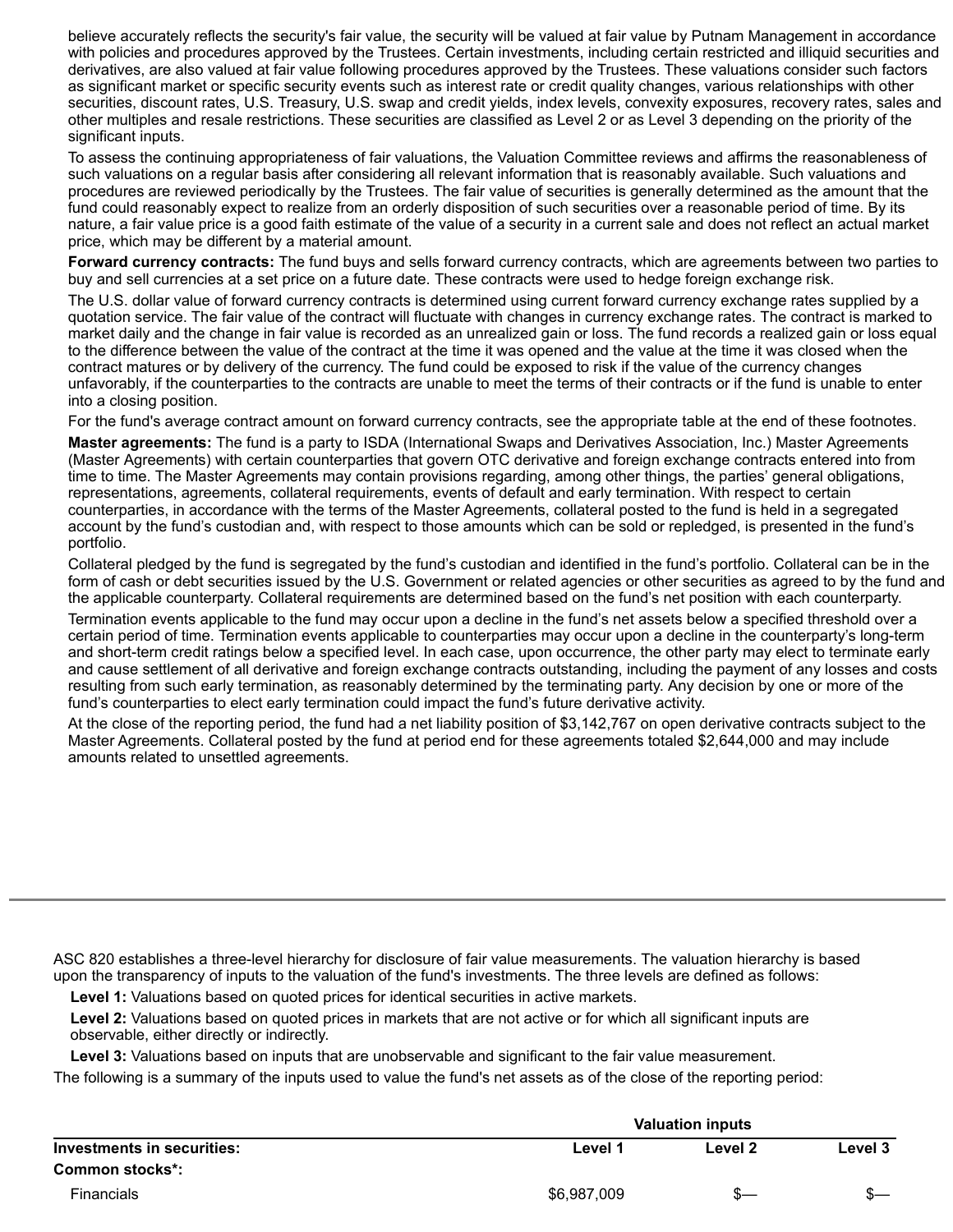believe accurately reflects the security's fair value, the security will be valued at fair value by Putnam Management in accordance with policies and procedures approved by the Trustees. Certain investments, including certain restricted and illiquid securities and derivatives, are also valued at fair value following procedures approved by the Trustees. These valuations consider such factors as significant market or specific security events such as interest rate or credit quality changes, various relationships with other securities, discount rates, U.S. Treasury, U.S. swap and credit yields, index levels, convexity exposures, recovery rates, sales and other multiples and resale restrictions. These securities are classified as Level 2 or as Level 3 depending on the priority of the significant inputs.

To assess the continuing appropriateness of fair valuations, the Valuation Committee reviews and affirms the reasonableness of such valuations on a regular basis after considering all relevant information that is reasonably available. Such valuations and procedures are reviewed periodically by the Trustees. The fair value of securities is generally determined as the amount that the fund could reasonably expect to realize from an orderly disposition of such securities over a reasonable period of time. By its nature, a fair value price is a good faith estimate of the value of a security in a current sale and does not reflect an actual market price, which may be different by a material amount.

**Forward currency contracts:** The fund buys and sells forward currency contracts, which are agreements between two parties to buy and sell currencies at a set price on a future date. These contracts were used to hedge foreign exchange risk.

The U.S. dollar value of forward currency contracts is determined using current forward currency exchange rates supplied by a quotation service. The fair value of the contract will fluctuate with changes in currency exchange rates. The contract is marked to market daily and the change in fair value is recorded as an unrealized gain or loss. The fund records a realized gain or loss equal to the difference between the value of the contract at the time it was opened and the value at the time it was closed when the contract matures or by delivery of the currency. The fund could be exposed to risk if the value of the currency changes unfavorably, if the counterparties to the contracts are unable to meet the terms of their contracts or if the fund is unable to enter into a closing position.

For the fund's average contract amount on forward currency contracts, see the appropriate table at the end of these footnotes.

**Master agreements:** The fund is a party to ISDA (International Swaps and Derivatives Association, Inc.) Master Agreements (Master Agreements) with certain counterparties that govern OTC derivative and foreign exchange contracts entered into from time to time. The Master Agreements may contain provisions regarding, among other things, the parties' general obligations, representations, agreements, collateral requirements, events of default and early termination. With respect to certain counterparties, in accordance with the terms of the Master Agreements, collateral posted to the fund is held in a segregated account by the fund's custodian and, with respect to those amounts which can be sold or repledged, is presented in the fund's portfolio.

Collateral pledged by the fund is segregated by the fund's custodian and identified in the fund's portfolio. Collateral can be in the form of cash or debt securities issued by the U.S. Government or related agencies or other securities as agreed to by the fund and the applicable counterparty. Collateral requirements are determined based on the fund's net position with each counterparty.

Termination events applicable to the fund may occur upon a decline in the fund's net assets below a specified threshold over a certain period of time. Termination events applicable to counterparties may occur upon a decline in the counterparty's long-term and short-term credit ratings below a specified level. In each case, upon occurrence, the other party may elect to terminate early and cause settlement of all derivative and foreign exchange contracts outstanding, including the payment of any losses and costs resulting from such early termination, as reasonably determined by the terminating party. Any decision by one or more of the fund's counterparties to elect early termination could impact the fund's future derivative activity.

At the close of the reporting period, the fund had a net liability position of $3,142,767 on open derivative contracts subject to the Master Agreements. Collateral posted by the fund at period end for these agreements totaled $2,644,000 and may include amounts related to unsettled agreements.

---

ASC 820 establishes a three-level hierarchy for disclosure of fair value measurements. The valuation hierarchy is based upon the transparency of inputs to the valuation of the fund's investments. The three levels are defined as follows:

**Level 1:** Valuations based on quoted prices for identical securities in active markets.

**Level 2:** Valuations based on quoted prices in markets that are not active or for which all significant inputs are observable, either directly or indirectly.

**Level 3:** Valuations based on inputs that are unobservable and significant to the fair value measurement.

The following is a summary of the inputs used to value the fund's net assets as of the close of the reporting period:

| | Valuation inputs | | |
|---|---|---|---|
| **Investments in securities:** | **Level 1** | **Level 2** | **Level 3** |
| **Common stocks*:** | | | |
| Financials | $6,987,009 | $— | $— |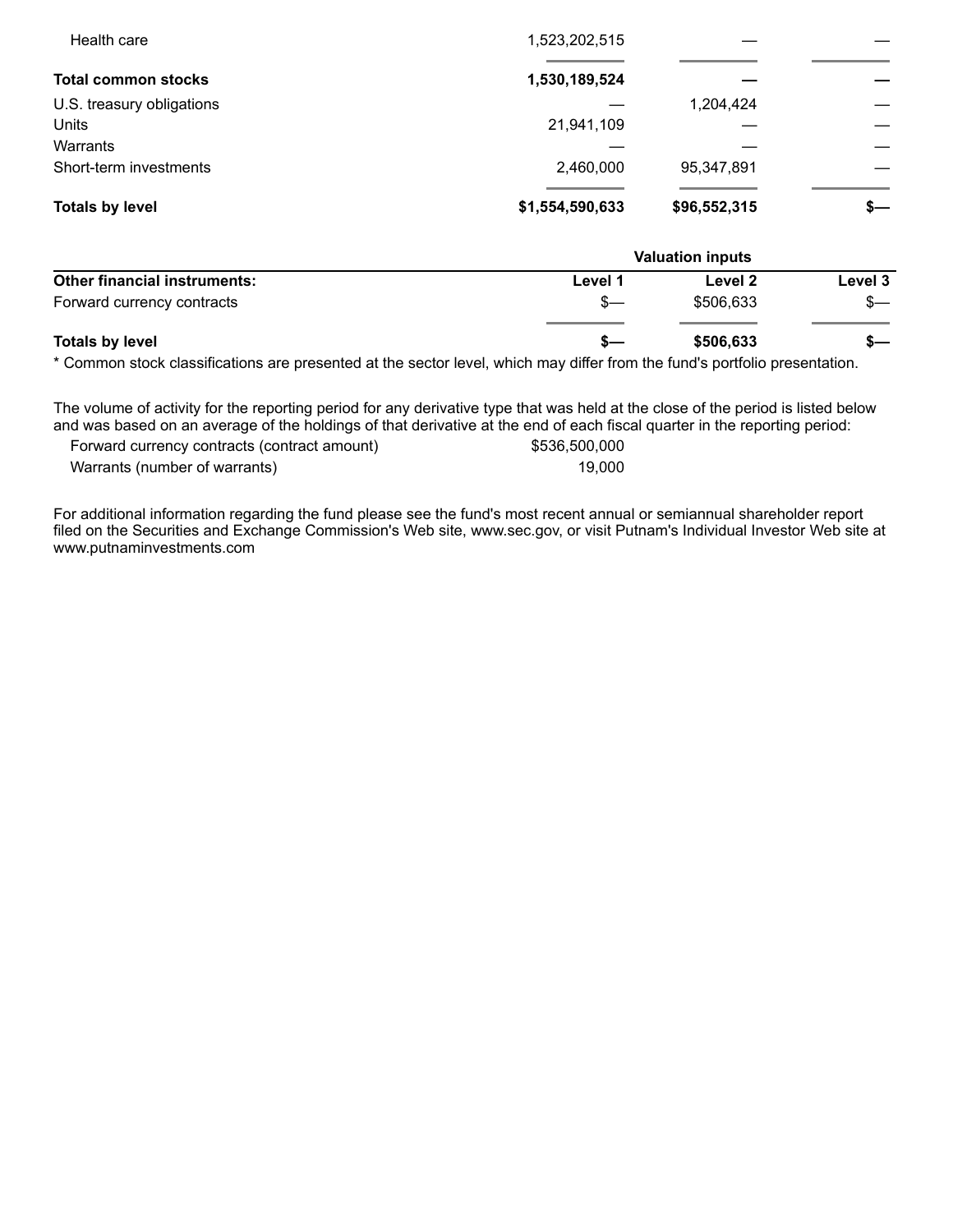| | | | |
|---|---|---|---|
| Health care | 1,523,202,515 | — | — |
| **Total common stocks** | **1,530,189,524** | **—** | **—** |
| U.S. treasury obligations | — | 1,204,424 | — |
| Units | 21,941,109 | — | — |
| Warrants | — | — | — |
| Short-term investments | 2,460,000 | 95,347,891 | — |
| **Totals by level** | **$1,554,590,633** | **$96,552,315** | **$—** |

| | Valuation inputs | | |
|---|---|---|---|
| **Other financial instruments:** | **Level 1** | **Level 2** | **Level 3** |
| Forward currency contracts | $— | $506,633 | $— |
| **Totals by level** | **$—** | **$506,633** | **$—** |

* Common stock classifications are presented at the sector level, which may differ from the fund's portfolio presentation.

The volume of activity for the reporting period for any derivative type that was held at the close of the period is listed below and was based on an average of the holdings of that derivative at the end of each fiscal quarter in the reporting period:

| | |
|---|---|
| Forward currency contracts (contract amount) | $536,500,000 |
| Warrants (number of warrants) | 19,000 |

For additional information regarding the fund please see the fund's most recent annual or semiannual shareholder report filed on the Securities and Exchange Commission's Web site, www.sec.gov, or visit Putnam's Individual Investor Web site at www.putnaminvestments.com